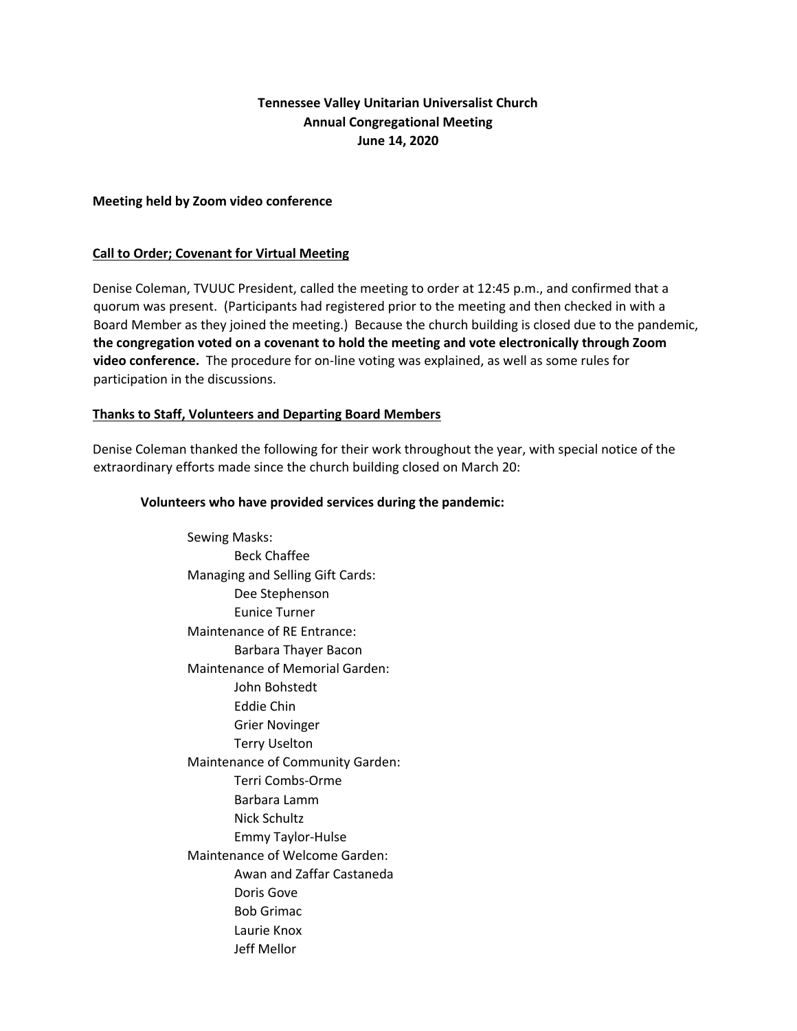**Tennessee Valley Unitarian Universalist Church**
**Annual Congregational Meeting**
**June 14, 2020**

**Meeting held by Zoom video conference**

## Call to Order; Covenant for Virtual Meeting

Denise Coleman, TVUUC President, called the meeting to order at 12:45 p.m., and confirmed that a quorum was present. (Participants had registered prior to the meeting and then checked in with a Board Member as they joined the meeting.) Because the church building is closed due to the pandemic, **the congregation voted on a covenant to hold the meeting and vote electronically through Zoom video conference.** The procedure for on-line voting was explained, as well as some rules for participation in the discussions.

## Thanks to Staff, Volunteers and Departing Board Members

Denise Coleman thanked the following for their work throughout the year, with special notice of the extraordinary efforts made since the church building closed on March 20:

**Volunteers who have provided services during the pandemic:**

- Sewing Masks:
  - Beck Chaffee
- Managing and Selling Gift Cards:
  - Dee Stephenson
  - Eunice Turner
- Maintenance of RE Entrance:
  - Barbara Thayer Bacon
- Maintenance of Memorial Garden:
  - John Bohstedt
  - Eddie Chin
  - Grier Novinger
  - Terry Uselton
- Maintenance of Community Garden:
  - Terri Combs-Orme
  - Barbara Lamm
  - Nick Schultz
  - Emmy Taylor-Hulse
- Maintenance of Welcome Garden:
  - Awan and Zaffar Castaneda
  - Doris Gove
  - Bob Grimac
  - Laurie Knox
  - Jeff Mellor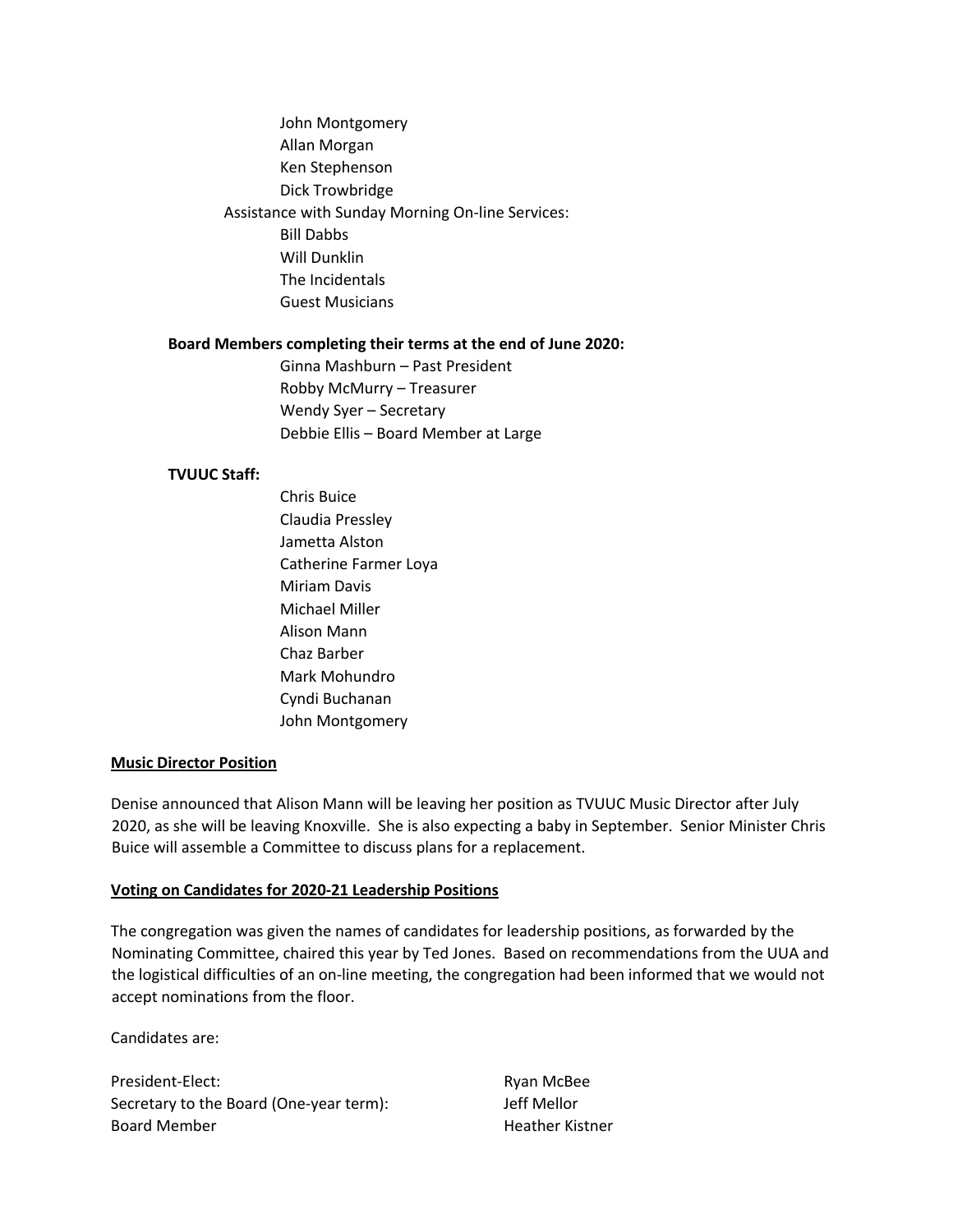John Montgomery
Allan Morgan
Ken Stephenson
Dick Trowbridge

Assistance with Sunday Morning On-line Services:

Bill Dabbs
Will Dunklin
The Incidentals
Guest Musicians

**Board Members completing their terms at the end of June 2020:**

Ginna Mashburn – Past President
Robby McMurry – Treasurer
Wendy Syer – Secretary
Debbie Ellis – Board Member at Large

**TVUUC Staff:**

Chris Buice
Claudia Pressley
Jametta Alston
Catherine Farmer Loya
Miriam Davis
Michael Miller
Alison Mann
Chaz Barber
Mark Mohundro
Cyndi Buchanan
John Montgomery

**Music Director Position**

Denise announced that Alison Mann will be leaving her position as TVUUC Music Director after July 2020, as she will be leaving Knoxville. She is also expecting a baby in September. Senior Minister Chris Buice will assemble a Committee to discuss plans for a replacement.

**Voting on Candidates for 2020-21 Leadership Positions**

The congregation was given the names of candidates for leadership positions, as forwarded by the Nominating Committee, chaired this year by Ted Jones. Based on recommendations from the UUA and the logistical difficulties of an on-line meeting, the congregation had been informed that we would not accept nominations from the floor.

Candidates are:

| | |
|---|---|
| President-Elect: | Ryan McBee |
| Secretary to the Board (One-year term): | Jeff Mellor |
| Board Member | Heather Kistner |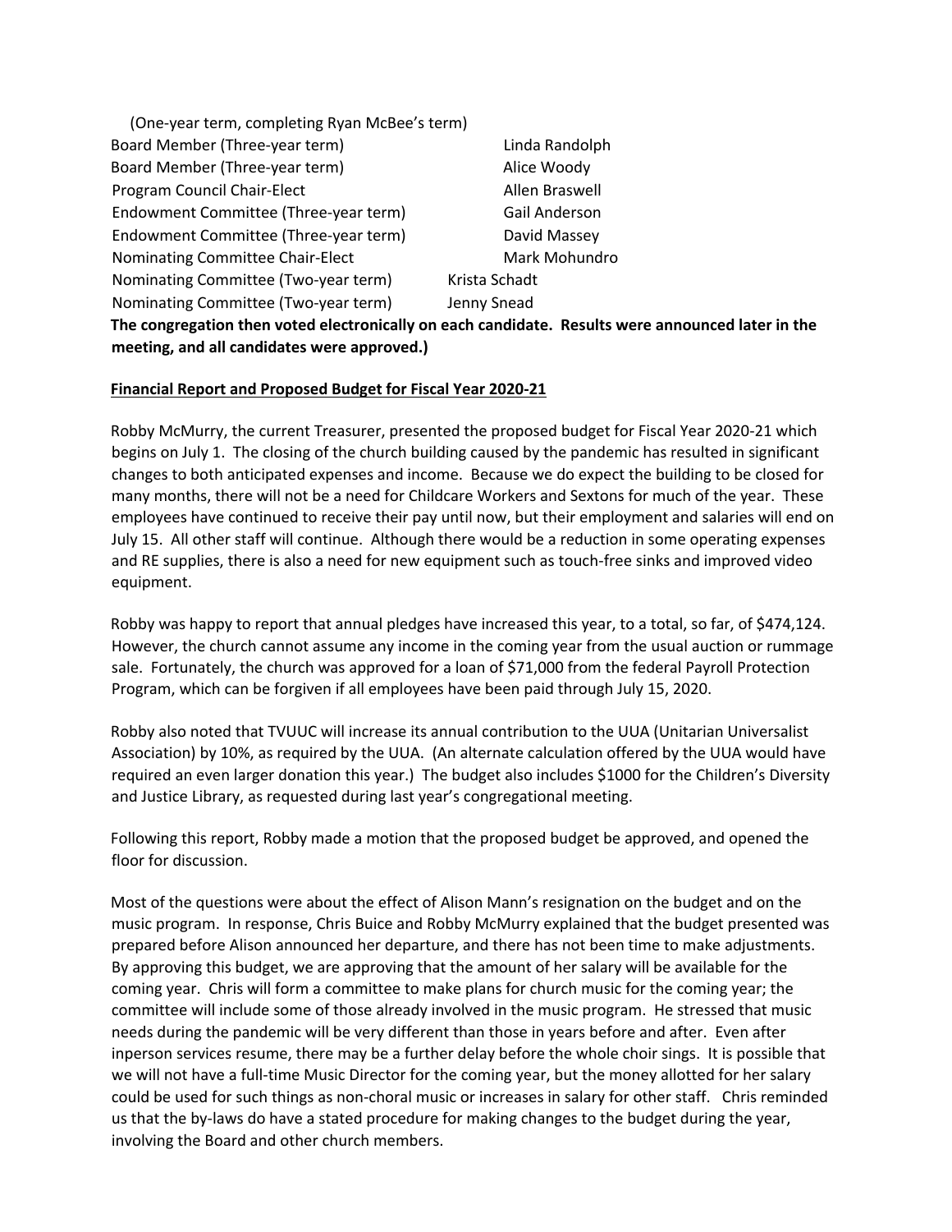(One-year term, completing Ryan McBee's term)

| | |
|---|---|
| Board Member (Three-year term) | Linda Randolph |
| Board Member (Three-year term) | Alice Woody |
| Program Council Chair-Elect | Allen Braswell |
| Endowment Committee (Three-year term) | Gail Anderson |
| Endowment Committee (Three-year term) | David Massey |
| Nominating Committee Chair-Elect | Mark Mohundro |
| Nominating Committee (Two-year term) | Krista Schadt |
| Nominating Committee (Two-year term) | Jenny Snead |

**The congregation then voted electronically on each candidate. Results were announced later in the meeting, and all candidates were approved.)**

**Financial Report and Proposed Budget for Fiscal Year 2020-21**

Robby McMurry, the current Treasurer, presented the proposed budget for Fiscal Year 2020-21 which begins on July 1. The closing of the church building caused by the pandemic has resulted in significant changes to both anticipated expenses and income. Because we do expect the building to be closed for many months, there will not be a need for Childcare Workers and Sextons for much of the year. These employees have continued to receive their pay until now, but their employment and salaries will end on July 15. All other staff will continue. Although there would be a reduction in some operating expenses and RE supplies, there is also a need for new equipment such as touch-free sinks and improved video equipment.

Robby was happy to report that annual pledges have increased this year, to a total, so far, of $474,124. However, the church cannot assume any income in the coming year from the usual auction or rummage sale. Fortunately, the church was approved for a loan of $71,000 from the federal Payroll Protection Program, which can be forgiven if all employees have been paid through July 15, 2020.

Robby also noted that TVUUC will increase its annual contribution to the UUA (Unitarian Universalist Association) by 10%, as required by the UUA. (An alternate calculation offered by the UUA would have required an even larger donation this year.) The budget also includes $1000 for the Children's Diversity and Justice Library, as requested during last year's congregational meeting.

Following this report, Robby made a motion that the proposed budget be approved, and opened the floor for discussion.

Most of the questions were about the effect of Alison Mann's resignation on the budget and on the music program. In response, Chris Buice and Robby McMurry explained that the budget presented was prepared before Alison announced her departure, and there has not been time to make adjustments. By approving this budget, we are approving that the amount of her salary will be available for the coming year. Chris will form a committee to make plans for church music for the coming year; the committee will include some of those already involved in the music program. He stressed that music needs during the pandemic will be very different than those in years before and after. Even after inperson services resume, there may be a further delay before the whole choir sings. It is possible that we will not have a full-time Music Director for the coming year, but the money allotted for her salary could be used for such things as non-choral music or increases in salary for other staff. Chris reminded us that the by-laws do have a stated procedure for making changes to the budget during the year, involving the Board and other church members.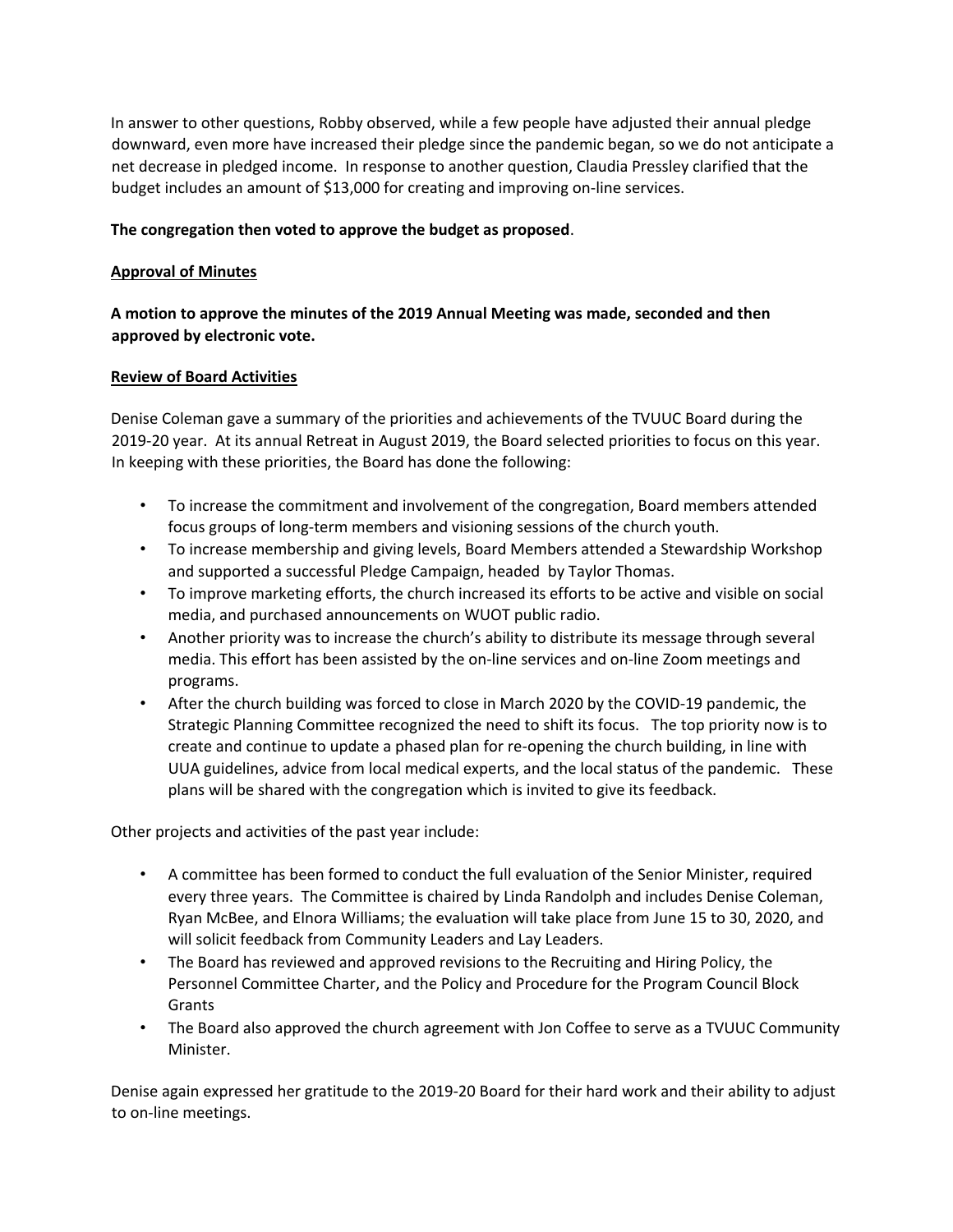In answer to other questions, Robby observed, while a few people have adjusted their annual pledge downward, even more have increased their pledge since the pandemic began, so we do not anticipate a net decrease in pledged income. In response to another question, Claudia Pressley clarified that the budget includes an amount of $13,000 for creating and improving on-line services.

**The congregation then voted to approve the budget as proposed**.

<u>**Approval of Minutes**</u>

**A motion to approve the minutes of the 2019 Annual Meeting was made, seconded and then approved by electronic vote.**

<u>**Review of Board Activities**</u>

Denise Coleman gave a summary of the priorities and achievements of the TVUUC Board during the 2019-20 year. At its annual Retreat in August 2019, the Board selected priorities to focus on this year. In keeping with these priorities, the Board has done the following:

- To increase the commitment and involvement of the congregation, Board members attended focus groups of long-term members and visioning sessions of the church youth.
- To increase membership and giving levels, Board Members attended a Stewardship Workshop and supported a successful Pledge Campaign, headed by Taylor Thomas.
- To improve marketing efforts, the church increased its efforts to be active and visible on social media, and purchased announcements on WUOT public radio.
- Another priority was to increase the church's ability to distribute its message through several media. This effort has been assisted by the on-line services and on-line Zoom meetings and programs.
- After the church building was forced to close in March 2020 by the COVID-19 pandemic, the Strategic Planning Committee recognized the need to shift its focus. The top priority now is to create and continue to update a phased plan for re-opening the church building, in line with UUA guidelines, advice from local medical experts, and the local status of the pandemic. These plans will be shared with the congregation which is invited to give its feedback.

Other projects and activities of the past year include:

- A committee has been formed to conduct the full evaluation of the Senior Minister, required every three years. The Committee is chaired by Linda Randolph and includes Denise Coleman, Ryan McBee, and Elnora Williams; the evaluation will take place from June 15 to 30, 2020, and will solicit feedback from Community Leaders and Lay Leaders.
- The Board has reviewed and approved revisions to the Recruiting and Hiring Policy, the Personnel Committee Charter, and the Policy and Procedure for the Program Council Block Grants
- The Board also approved the church agreement with Jon Coffee to serve as a TVUUC Community Minister.

Denise again expressed her gratitude to the 2019-20 Board for their hard work and their ability to adjust to on-line meetings.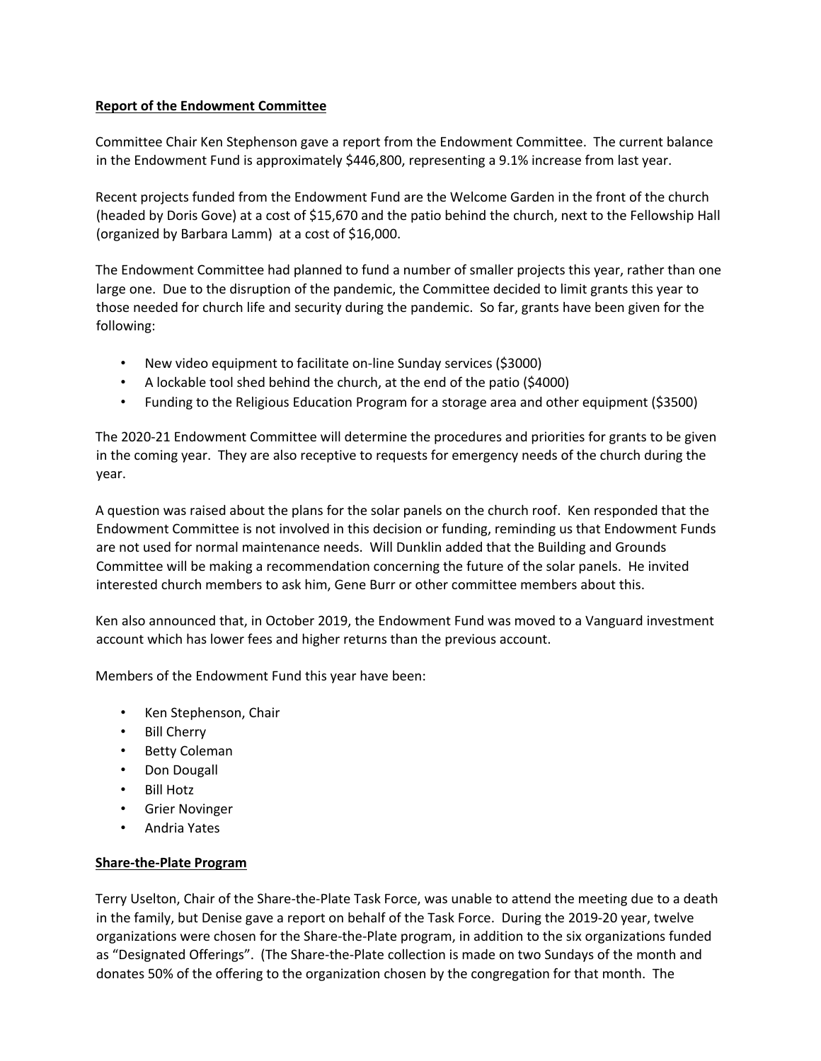**Report of the Endowment Committee**

Committee Chair Ken Stephenson gave a report from the Endowment Committee. The current balance in the Endowment Fund is approximately $446,800, representing a 9.1% increase from last year.

Recent projects funded from the Endowment Fund are the Welcome Garden in the front of the church (headed by Doris Gove) at a cost of $15,670 and the patio behind the church, next to the Fellowship Hall (organized by Barbara Lamm) at a cost of $16,000.

The Endowment Committee had planned to fund a number of smaller projects this year, rather than one large one. Due to the disruption of the pandemic, the Committee decided to limit grants this year to those needed for church life and security during the pandemic. So far, grants have been given for the following:

- New video equipment to facilitate on-line Sunday services ($3000)
- A lockable tool shed behind the church, at the end of the patio ($4000)
- Funding to the Religious Education Program for a storage area and other equipment ($3500)

The 2020-21 Endowment Committee will determine the procedures and priorities for grants to be given in the coming year. They are also receptive to requests for emergency needs of the church during the year.

A question was raised about the plans for the solar panels on the church roof. Ken responded that the Endowment Committee is not involved in this decision or funding, reminding us that Endowment Funds are not used for normal maintenance needs. Will Dunklin added that the Building and Grounds Committee will be making a recommendation concerning the future of the solar panels. He invited interested church members to ask him, Gene Burr or other committee members about this.

Ken also announced that, in October 2019, the Endowment Fund was moved to a Vanguard investment account which has lower fees and higher returns than the previous account.

Members of the Endowment Fund this year have been:

- Ken Stephenson, Chair
- Bill Cherry
- Betty Coleman
- Don Dougall
- Bill Hotz
- Grier Novinger
- Andria Yates

**Share-the-Plate Program**

Terry Uselton, Chair of the Share-the-Plate Task Force, was unable to attend the meeting due to a death in the family, but Denise gave a report on behalf of the Task Force. During the 2019-20 year, twelve organizations were chosen for the Share-the-Plate program, in addition to the six organizations funded as "Designated Offerings". (The Share-the-Plate collection is made on two Sundays of the month and donates 50% of the offering to the organization chosen by the congregation for that month. The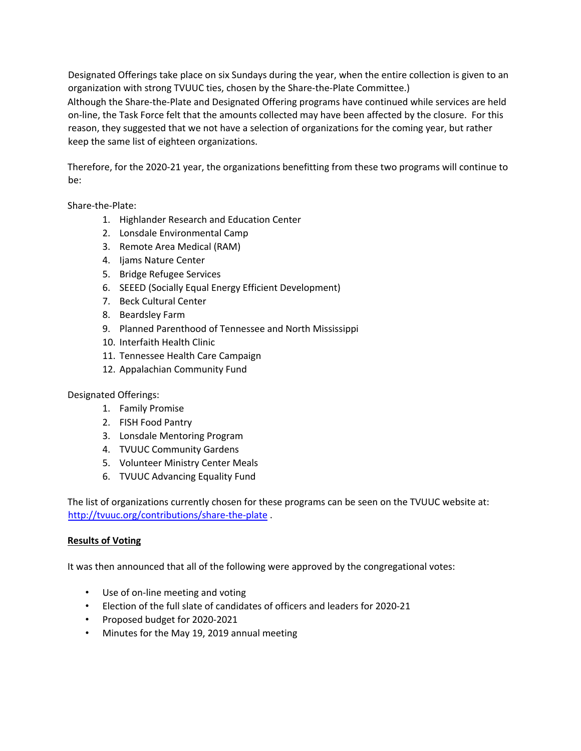Designated Offerings take place on six Sundays during the year, when the entire collection is given to an organization with strong TVUUC ties, chosen by the Share-the-Plate Committee.)
Although the Share-the-Plate and Designated Offering programs have continued while services are held on-line, the Task Force felt that the amounts collected may have been affected by the closure. For this reason, they suggested that we not have a selection of organizations for the coming year, but rather keep the same list of eighteen organizations.

Therefore, for the 2020-21 year, the organizations benefitting from these two programs will continue to be:

Share-the-Plate:

1. Highlander Research and Education Center
2. Lonsdale Environmental Camp
3. Remote Area Medical (RAM)
4. Ijams Nature Center
5. Bridge Refugee Services
6. SEEED (Socially Equal Energy Efficient Development)
7. Beck Cultural Center
8. Beardsley Farm
9. Planned Parenthood of Tennessee and North Mississippi
10. Interfaith Health Clinic
11. Tennessee Health Care Campaign
12. Appalachian Community Fund

Designated Offerings:

1. Family Promise
2. FISH Food Pantry
3. Lonsdale Mentoring Program
4. TVUUC Community Gardens
5. Volunteer Ministry Center Meals
6. TVUUC Advancing Equality Fund

The list of organizations currently chosen for these programs can be seen on the TVUUC website at: [http://tvuuc.org/contributions/share-the-plate](http://tvuuc.org/contributions/share-the-plate) .

**Results of Voting**

It was then announced that all of the following were approved by the congregational votes:

- Use of on-line meeting and voting
- Election of the full slate of candidates of officers and leaders for 2020-21
- Proposed budget for 2020-2021
- Minutes for the May 19, 2019 annual meeting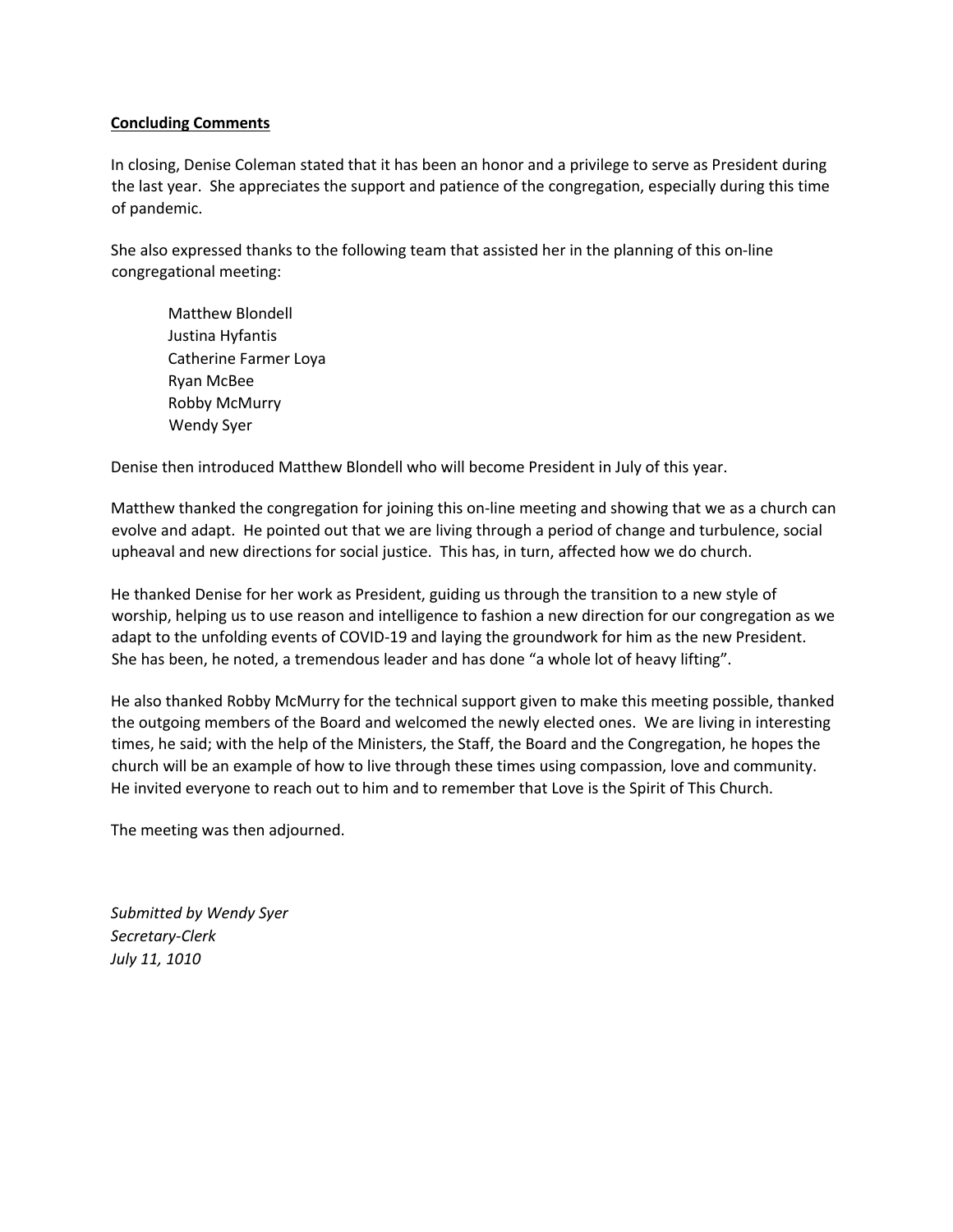**Concluding Comments**

In closing, Denise Coleman stated that it has been an honor and a privilege to serve as President during the last year. She appreciates the support and patience of the congregation, especially during this time of pandemic.

She also expressed thanks to the following team that assisted her in the planning of this on-line congregational meeting:

Matthew Blondell
Justina Hyfantis
Catherine Farmer Loya
Ryan McBee
Robby McMurry
Wendy Syer

Denise then introduced Matthew Blondell who will become President in July of this year.

Matthew thanked the congregation for joining this on-line meeting and showing that we as a church can evolve and adapt. He pointed out that we are living through a period of change and turbulence, social upheaval and new directions for social justice. This has, in turn, affected how we do church.

He thanked Denise for her work as President, guiding us through the transition to a new style of worship, helping us to use reason and intelligence to fashion a new direction for our congregation as we adapt to the unfolding events of COVID-19 and laying the groundwork for him as the new President. She has been, he noted, a tremendous leader and has done "a whole lot of heavy lifting".

He also thanked Robby McMurry for the technical support given to make this meeting possible, thanked the outgoing members of the Board and welcomed the newly elected ones. We are living in interesting times, he said; with the help of the Ministers, the Staff, the Board and the Congregation, he hopes the church will be an example of how to live through these times using compassion, love and community. He invited everyone to reach out to him and to remember that Love is the Spirit of This Church.

The meeting was then adjourned.

*Submitted by Wendy Syer*
*Secretary-Clerk*
*July 11, 1010*